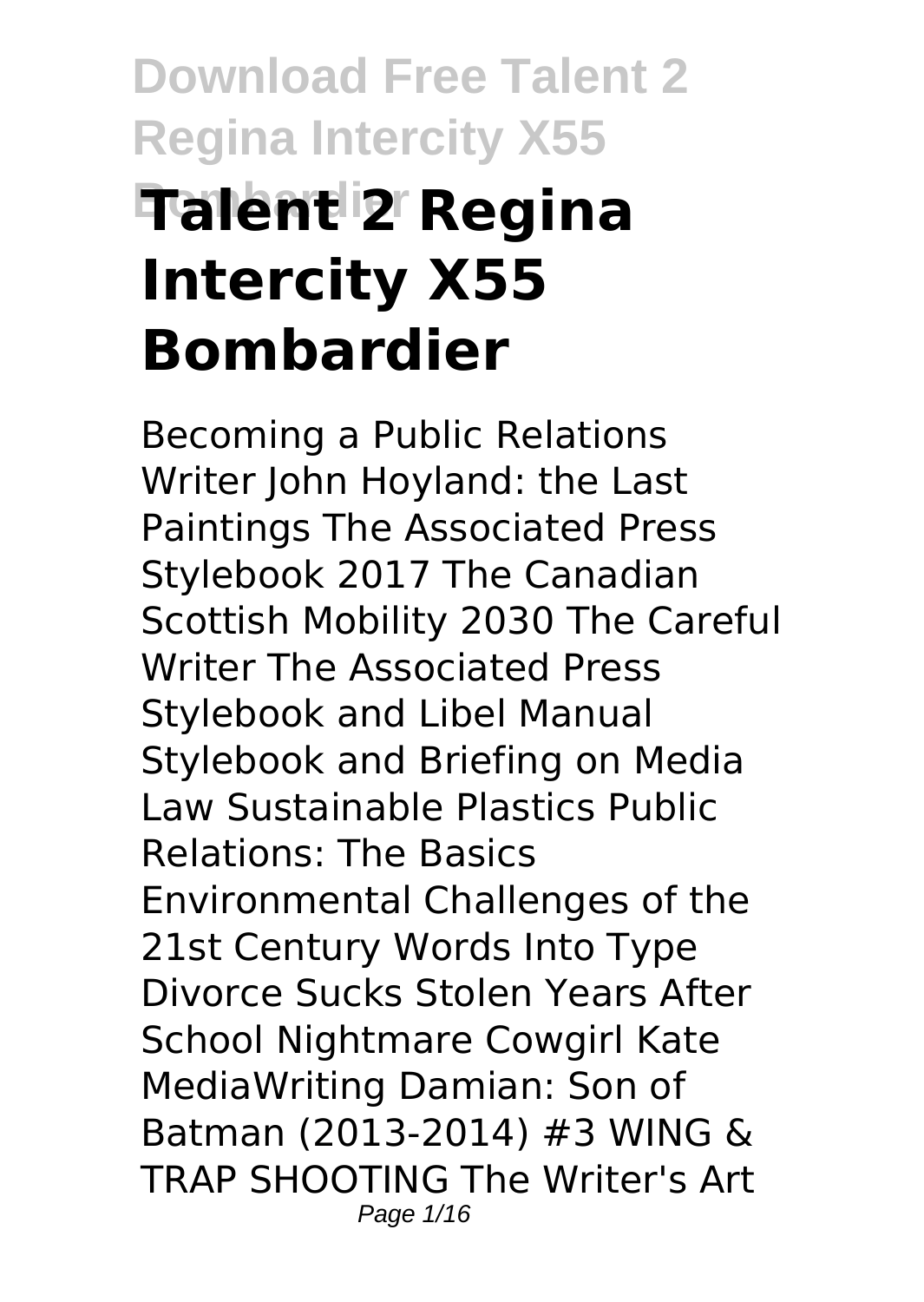# Talent 2 Regina Intercity X55 Bombardier

Becoming a Public Relations Writer John Hoyland: the Last Paintings The Associated Press Stylebook 2017 The Canadian Scottish Mobility 2030 The Careful Writer The Associated Press Stylebook and Libel Manual Stylebook and Briefing on Media Law Sustainable Plastics Public Relations: The Basics Environmental Challenges of the 21st Century Words Into Type Divorce Sucks Stolen Years After School Nightmare Cowgirl Kate MediaWriting Damian: Son of Batman (2013-2014) #3 WING & TRAP SHOOTING The Writer's Art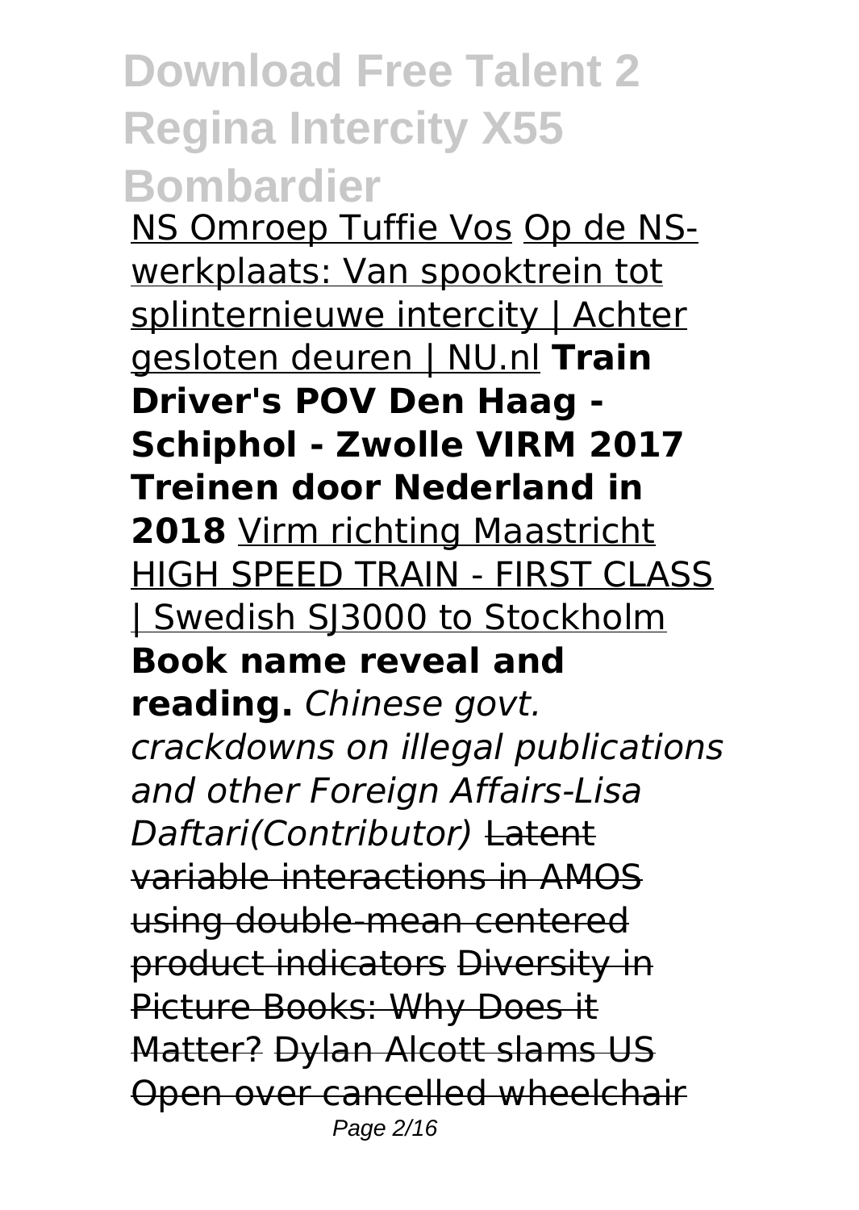NS Omroep Tuffie Vos Op de NS-werkplaats: Van spooktrein tot splinternieuwe intercity | Achter gesloten deuren | NU.nl **Train Driver's POV Den Haag - Schiphol - Zwolle VIRM 2017** **Treinen door Nederland in 2018** Virm richting Maastricht HIGH SPEED TRAIN - FIRST CLASS | Swedish SJ3000 to Stockholm **Book name reveal and reading.** *Chinese govt. crackdowns on illegal publications and other Foreign Affairs-Lisa Daftari(Contributor)* ~~Latent variable interactions in AMOS using double-mean centered product indicators~~ ~~Diversity in Picture Books: Why Does it Matter?~~ ~~Dylan Alcott slams US Open over cancelled wheelchair~~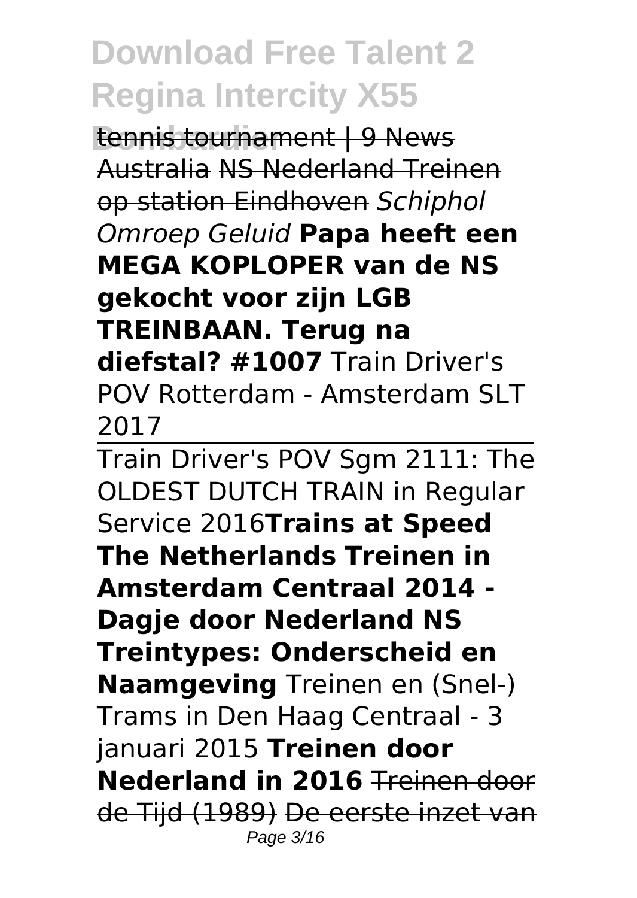tennis tournament | 9 News Australia NS Nederland Treinen op station Eindhoven *Schiphol Omroep Geluid* **Papa heeft een MEGA KOPLOPER van de NS gekocht voor zijn LGB TREINBAAN. Terug na diefstal? #1007** Train Driver's POV Rotterdam - Amsterdam SLT 2017

Train Driver's POV Sgm 2111: The OLDEST DUTCH TRAIN in Regular Service 2016**Trains at Speed The Netherlands Treinen in Amsterdam Centraal 2014 - Dagje door Nederland NS Treintypes: Onderscheid en Naamgeving** Treinen en (Snel-) Trams in Den Haag Centraal - 3 januari 2015 **Treinen door Nederland in 2016** Treinen door de Tijd (1989) De eerste inzet van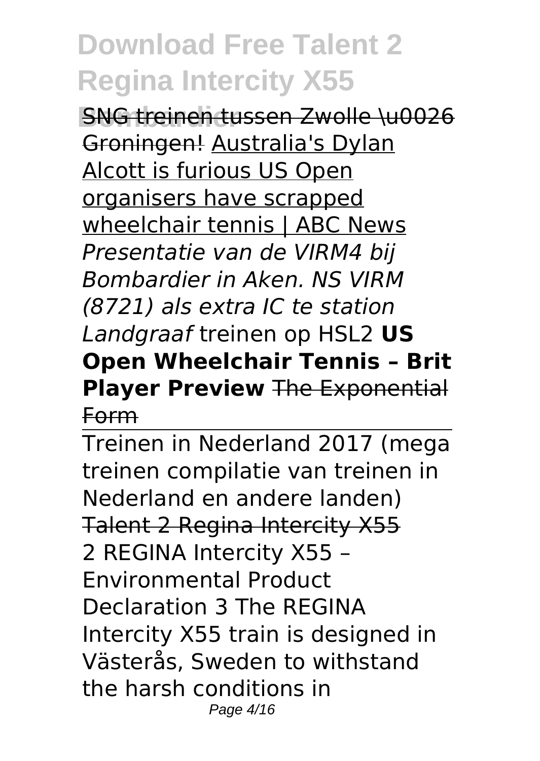SNG treinen tussen Zwolle \u0026 Groningen! Australia's Dylan Alcott is furious US Open organisers have scrapped wheelchair tennis | ABC News *Presentatie van de VIRM4 bij Bombardier in Aken. NS VIRM (8721) als extra IC te station Landgraaf* treinen op HSL2 **US Open Wheelchair Tennis – Brit Player Preview** The Exponential Form

Treinen in Nederland 2017 (mega treinen compilatie van treinen in Nederland en andere landen)

Talent 2 Regina Intercity X55

2 REGINA Intercity X55 – Environmental Product Declaration 3 The REGINA Intercity X55 train is designed in Västerås, Sweden to withstand the harsh conditions in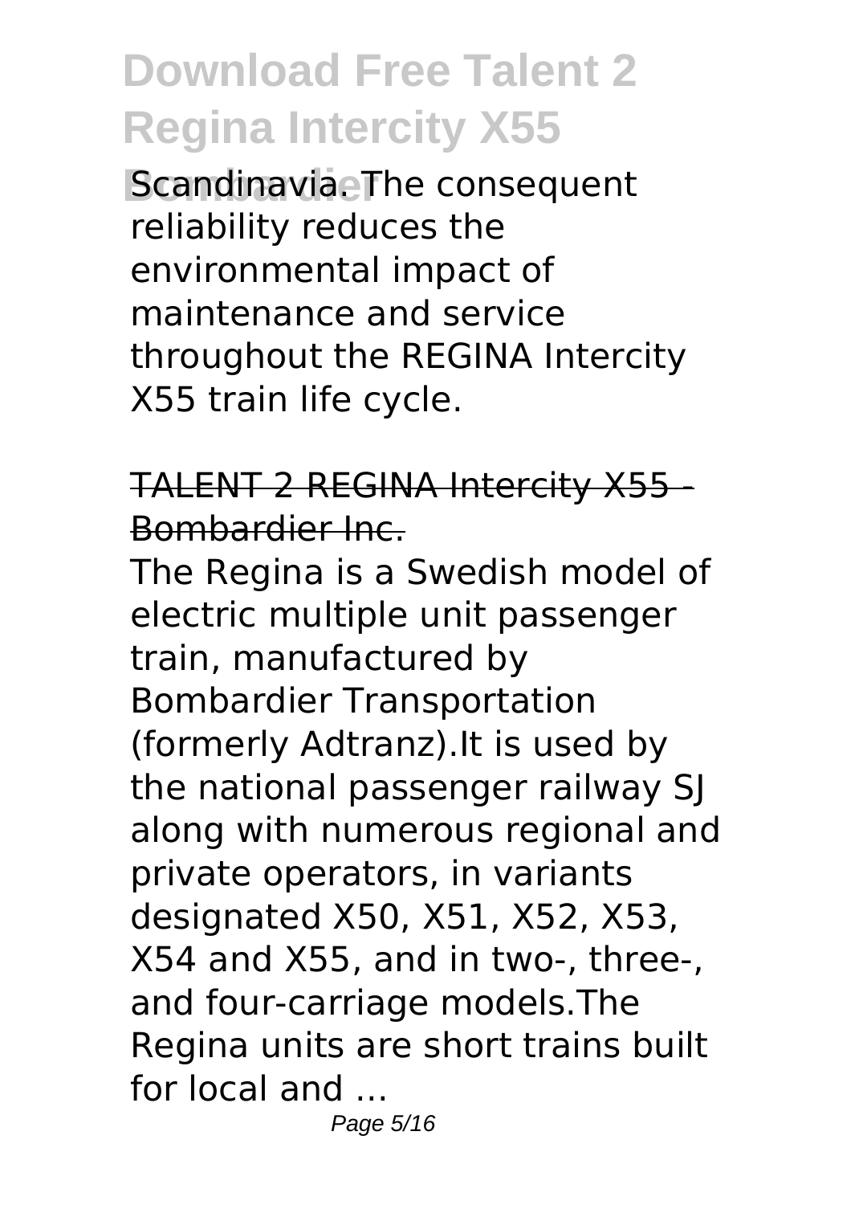Scandinavia. The consequent reliability reduces the environmental impact of maintenance and service throughout the REGINA Intercity X55 train life cycle.

TALENT 2 REGINA Intercity X55 - Bombardier Inc.

The Regina is a Swedish model of electric multiple unit passenger train, manufactured by Bombardier Transportation (formerly Adtranz).It is used by the national passenger railway SJ along with numerous regional and private operators, in variants designated X50, X51, X52, X53, X54 and X55, and in two-, three-, and four-carriage models.The Regina units are short trains built for local and ...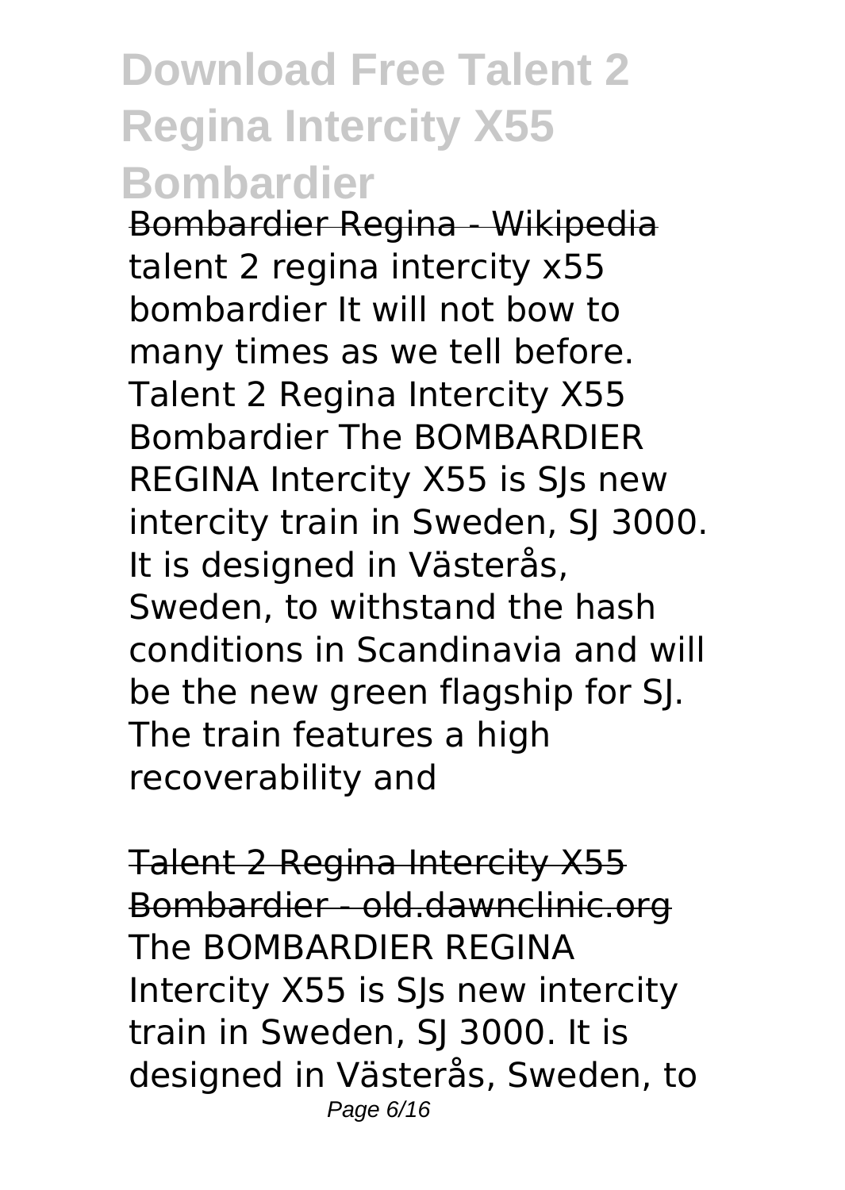# Download Free Talent 2 Regina Intercity X55 Bombardier

Bombardier Regina - Wikipedia
talent 2 regina intercity x55 bombardier It will not bow to many times as we tell before. Talent 2 Regina Intercity X55 Bombardier The BOMBARDIER REGINA Intercity X55 is SJs new intercity train in Sweden, SJ 3000. It is designed in Västerås, Sweden, to withstand the hash conditions in Scandinavia and will be the new green flagship for SJ. The train features a high recoverability and

Talent 2 Regina Intercity X55 Bombardier - old.dawnclinic.org
The BOMBARDIER REGINA Intercity X55 is SJs new intercity train in Sweden, SJ 3000. It is designed in Västerås, Sweden, to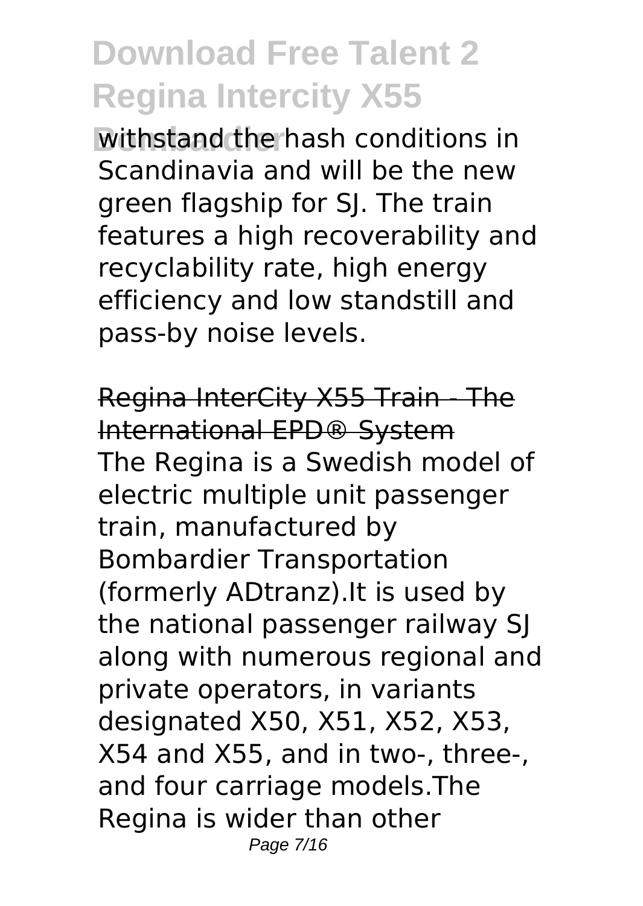withstand the hash conditions in Scandinavia and will be the new green flagship for SJ. The train features a high recoverability and recyclability rate, high energy efficiency and low standstill and pass-by noise levels.

## Regina InterCity X55 Train - The International EPD® System

The Regina is a Swedish model of electric multiple unit passenger train, manufactured by Bombardier Transportation (formerly ADtranz).It is used by the national passenger railway SJ along with numerous regional and private operators, in variants designated X50, X51, X52, X53, X54 and X55, and in two-, three-, and four carriage models.The Regina is wider than other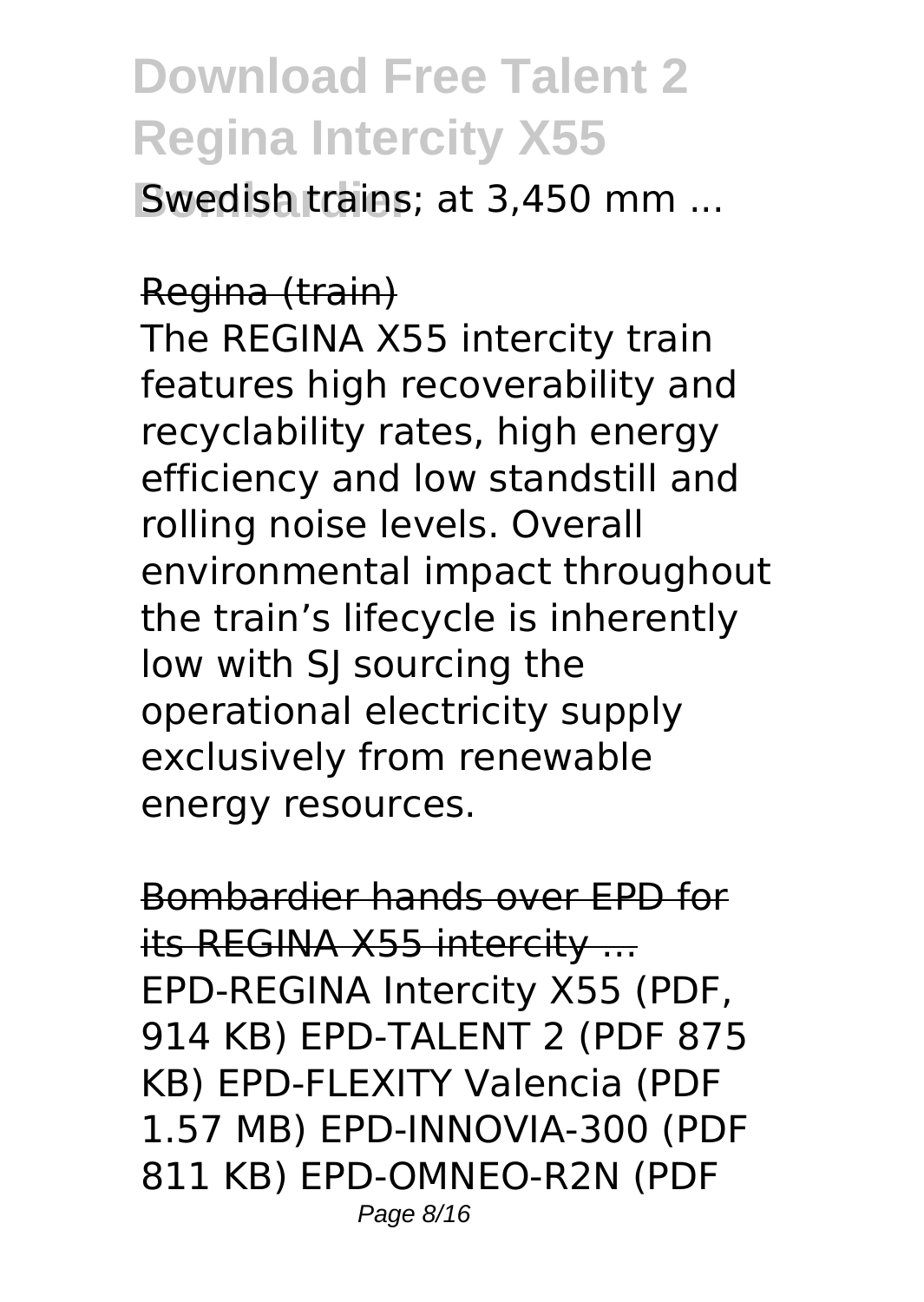Swedish trains; at 3,450 mm ...

Regina (train)

The REGINA X55 intercity train features high recoverability and recyclability rates, high energy efficiency and low standstill and rolling noise levels. Overall environmental impact throughout the train's lifecycle is inherently low with SJ sourcing the operational electricity supply exclusively from renewable energy resources.

Bombardier hands over EPD for its REGINA X55 intercity ...

EPD-REGINA Intercity X55 (PDF, 914 KB) EPD-TALENT 2 (PDF 875 KB) EPD-FLEXITY Valencia (PDF 1.57 MB) EPD-INNOVIA-300 (PDF 811 KB) EPD-OMNEO-R2N (PDF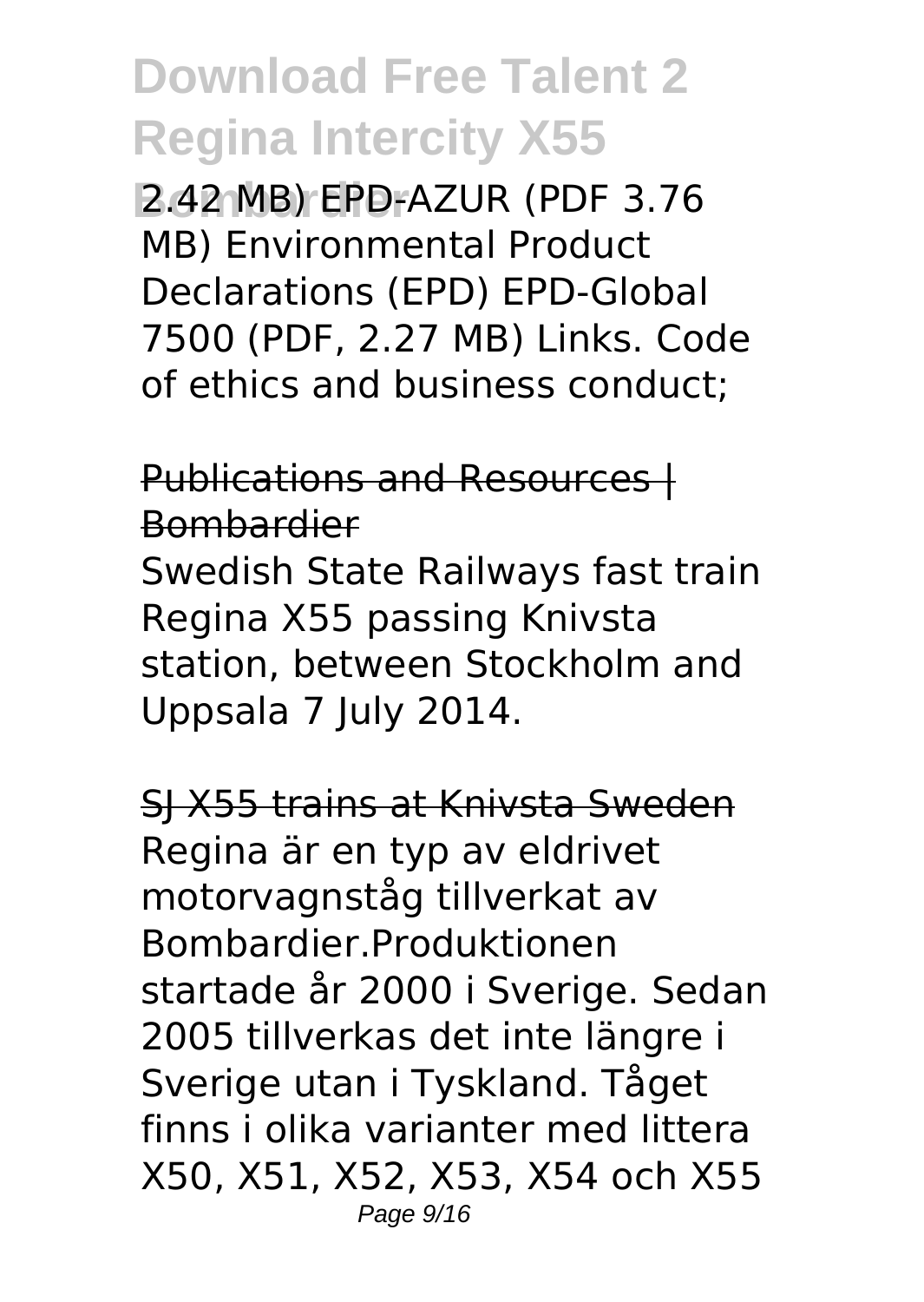2.42 MB) EPD-AZUR (PDF 3.76 MB) Environmental Product Declarations (EPD) EPD-Global 7500 (PDF, 2.27 MB) Links. Code of ethics and business conduct;

Publications and Resources | Bombardier

Swedish State Railways fast train Regina X55 passing Knivsta station, between Stockholm and Uppsala 7 July 2014.

SJ X55 trains at Knivsta Sweden

Regina är en typ av eldrivet motorvagnståg tillverkat av Bombardier.Produktionen startade år 2000 i Sverige. Sedan 2005 tillverkas det inte längre i Sverige utan i Tyskland. Tåget finns i olika varianter med littera X50, X51, X52, X53, X54 och X55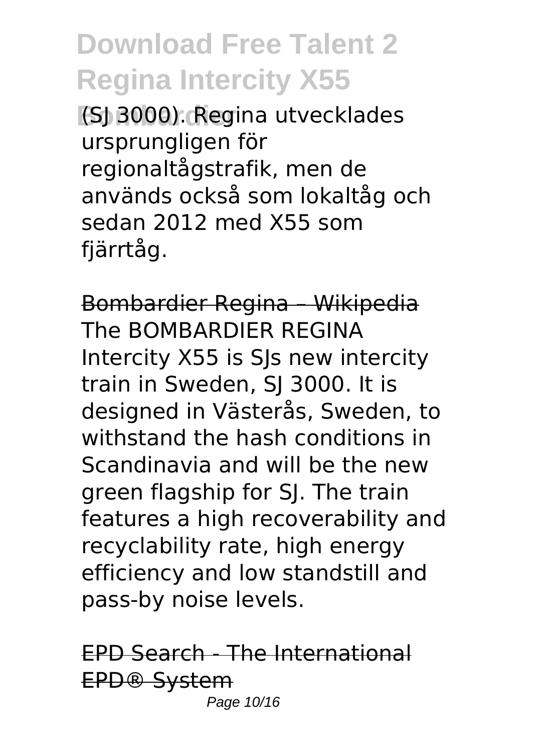(SJ 3000). Regina utvecklades ursprungligen för regionaltågstrafik, men de används också som lokaltåg och sedan 2012 med X55 som fjärrtåg.

Bombardier Regina – Wikipedia

The BOMBARDIER REGINA Intercity X55 is SJs new intercity train in Sweden, SJ 3000. It is designed in Västerås, Sweden, to withstand the hash conditions in Scandinavia and will be the new green flagship for SJ. The train features a high recoverability and recyclability rate, high energy efficiency and low standstill and pass-by noise levels.

EPD Search - The International EPD® System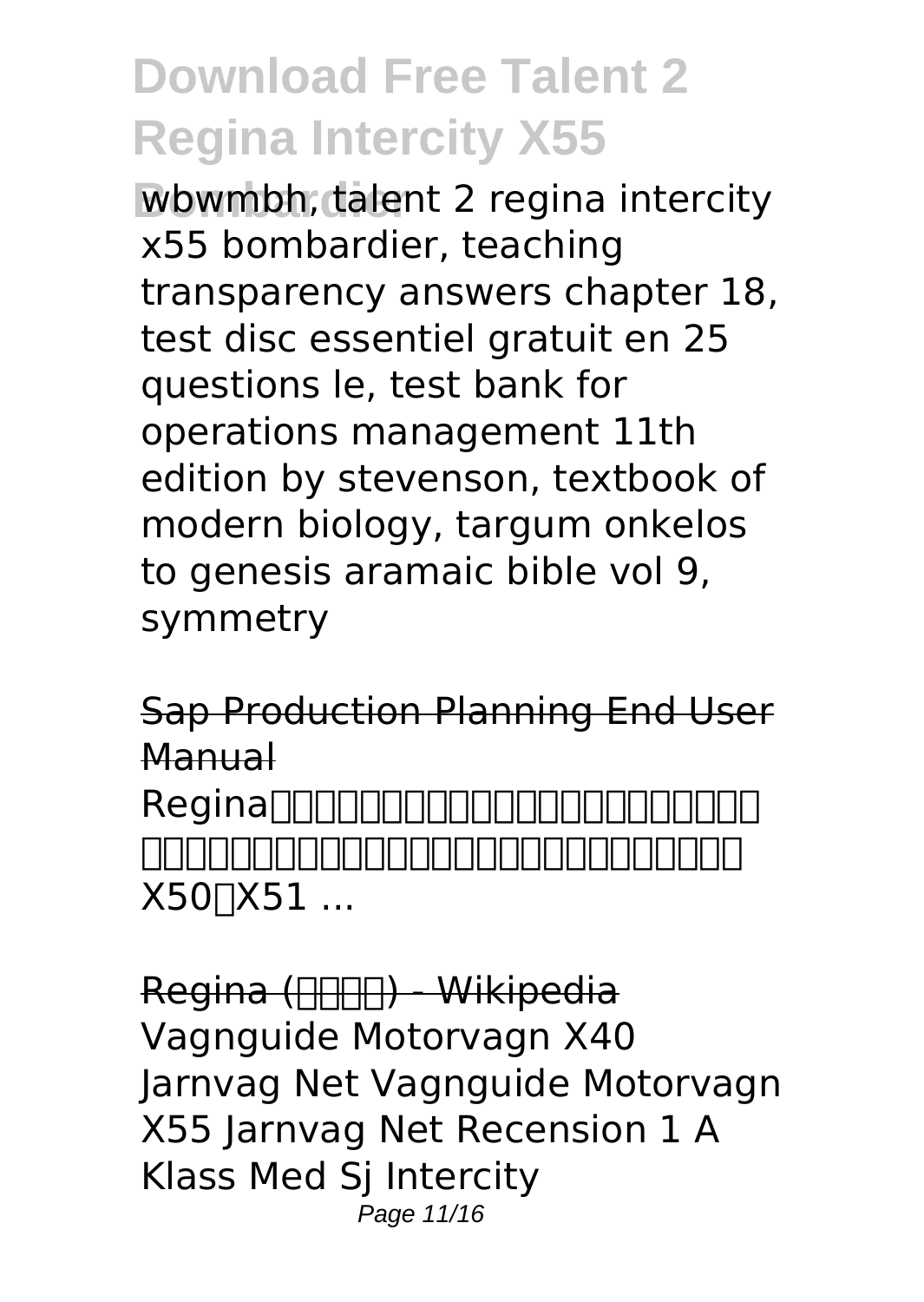wbwmbh, talent 2 regina intercity x55 bombardier, teaching transparency answers chapter 18, test disc essentiel gratuit en 25 questions le, test bank for operations management 11th edition by stevenson, textbook of modern biology, targum onkelos to genesis aramaic bible vol 9, symmetry

Sap Production Planning End User Manual

Regina□□□□□□□□□□□□□□□□□□□□□□□□ □□□□□□□□□□□□□□□□□□□□□□□□□□□□□ X50□X51 ...

Regina (□□□□) - Wikipedia

Vagnguide Motorvagn X40 Jarnvag Net Vagnguide Motorvagn X55 Jarnvag Net Recension 1 A Klass Med Sj Intercity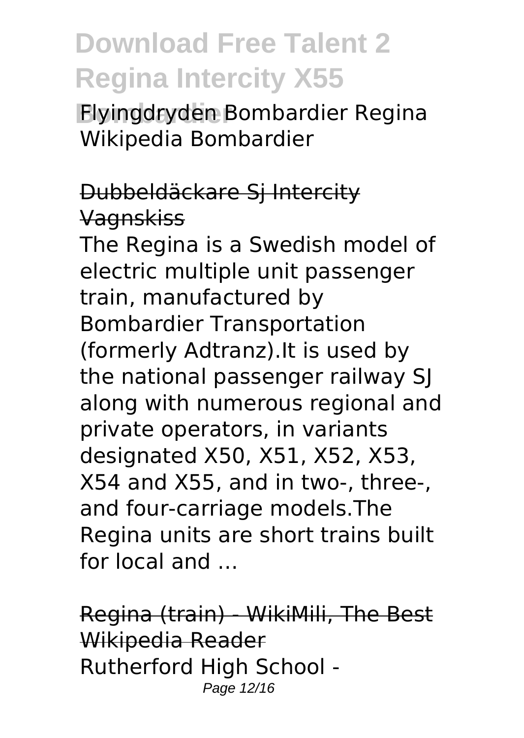Flyingdryden Bombardier Regina Wikipedia Bombardier

## Dubbeldäckare Sj Intercity Vagnskiss

The Regina is a Swedish model of electric multiple unit passenger train, manufactured by Bombardier Transportation (formerly Adtranz).It is used by the national passenger railway SJ along with numerous regional and private operators, in variants designated X50, X51, X52, X53, X54 and X55, and in two-, three-, and four-carriage models.The Regina units are short trains built for local and ...

## Regina (train) - WikiMili, The Best Wikipedia Reader

Rutherford High School -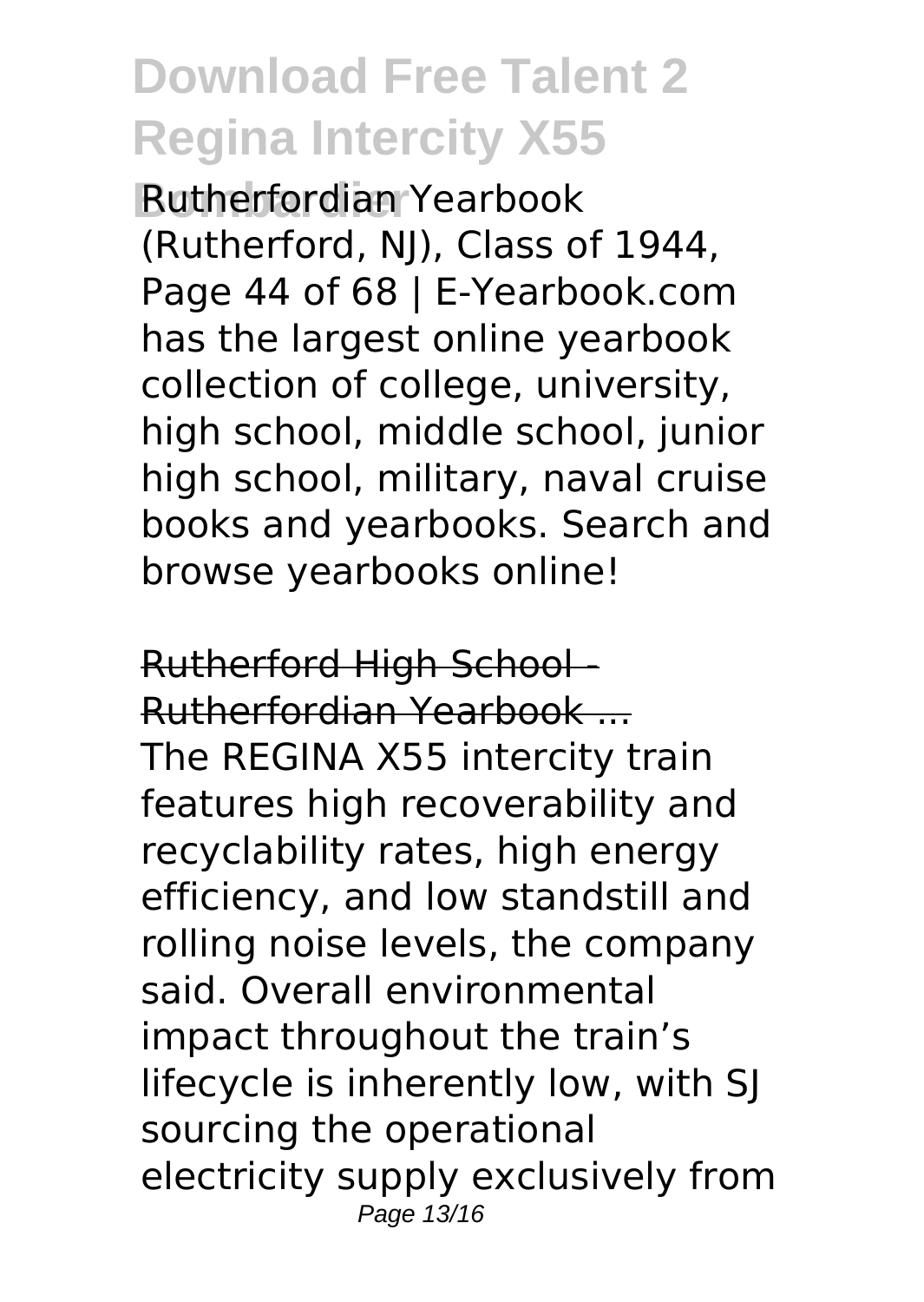Rutherfordian Yearbook (Rutherford, NJ), Class of 1944, Page 44 of 68 | E-Yearbook.com has the largest online yearbook collection of college, university, high school, middle school, junior high school, military, naval cruise books and yearbooks. Search and browse yearbooks online!

Rutherford High School - Rutherfordian Yearbook ...

The REGINA X55 intercity train features high recoverability and recyclability rates, high energy efficiency, and low standstill and rolling noise levels, the company said. Overall environmental impact throughout the train's lifecycle is inherently low, with SJ sourcing the operational electricity supply exclusively from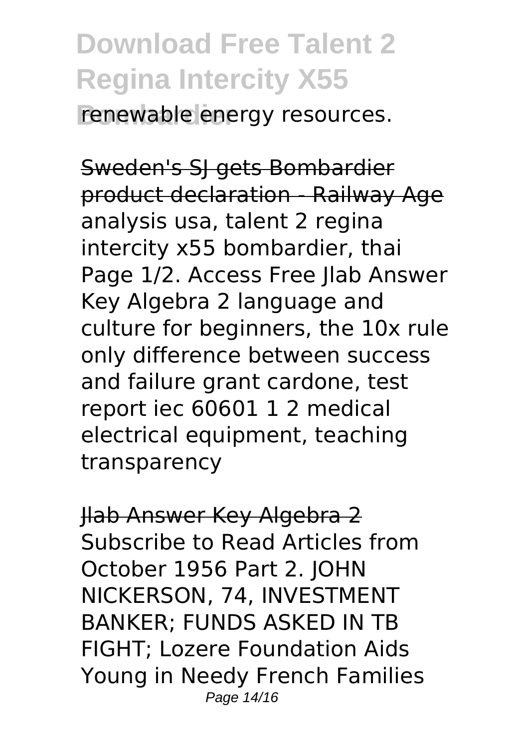renewable energy resources.

Sweden's SJ gets Bombardier product declaration - Railway Age

analysis usa, talent 2 regina intercity x55 bombardier, thai Page 1/2. Access Free Jlab Answer Key Algebra 2 language and culture for beginners, the 10x rule only difference between success and failure grant cardone, test report iec 60601 1 2 medical electrical equipment, teaching transparency

Jlab Answer Key Algebra 2

Subscribe to Read Articles from October 1956 Part 2. JOHN NICKERSON, 74, INVESTMENT BANKER; FUNDS ASKED IN TB FIGHT; Lozere Foundation Aids Young in Needy French Families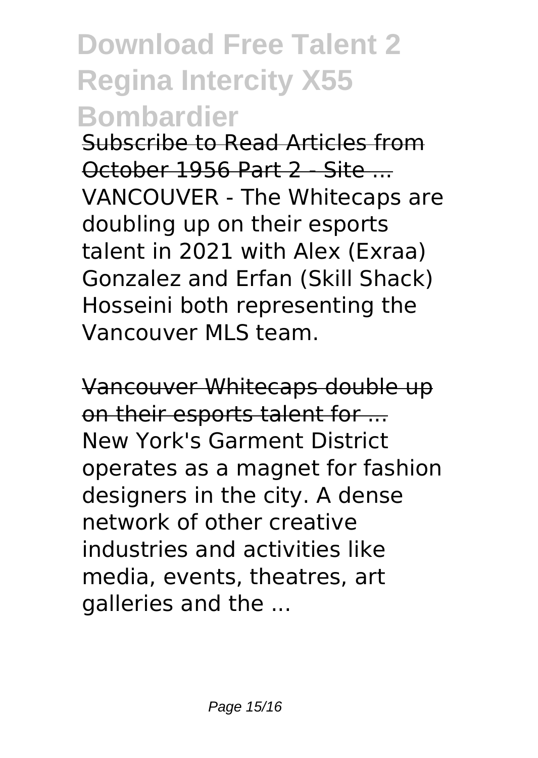Subscribe to Read Articles from October 1956 Part 2 - Site ...

VANCOUVER - The Whitecaps are doubling up on their esports talent in 2021 with Alex (Exraa) Gonzalez and Erfan (Skill Shack) Hosseini both representing the Vancouver MLS team.

Vancouver Whitecaps double up on their esports talent for ...

New York's Garment District operates as a magnet for fashion designers in the city. A dense network of other creative industries and activities like media, events, theatres, art galleries and the ...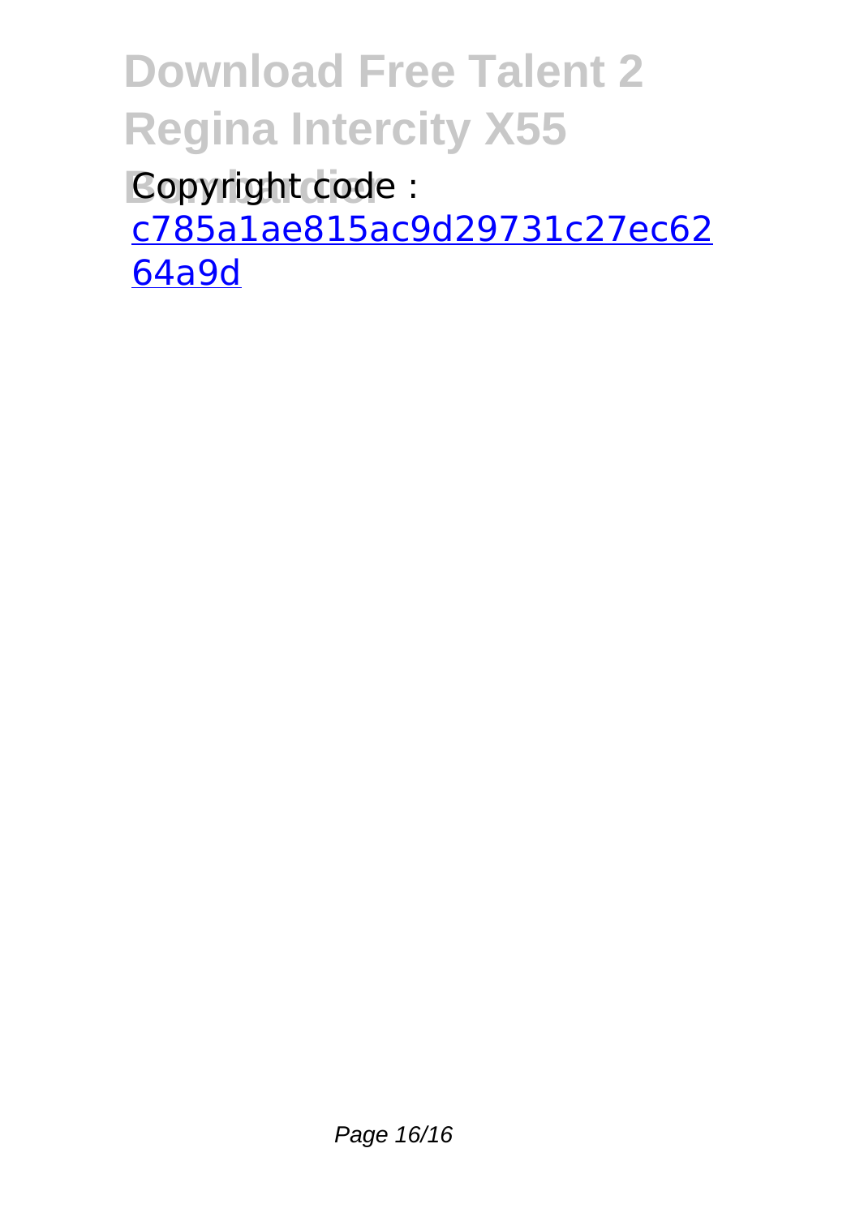Copyright code : [c785a1ae815ac9d29731c27ec6264a9d](c785a1ae815ac9d29731c27ec6264a9d)